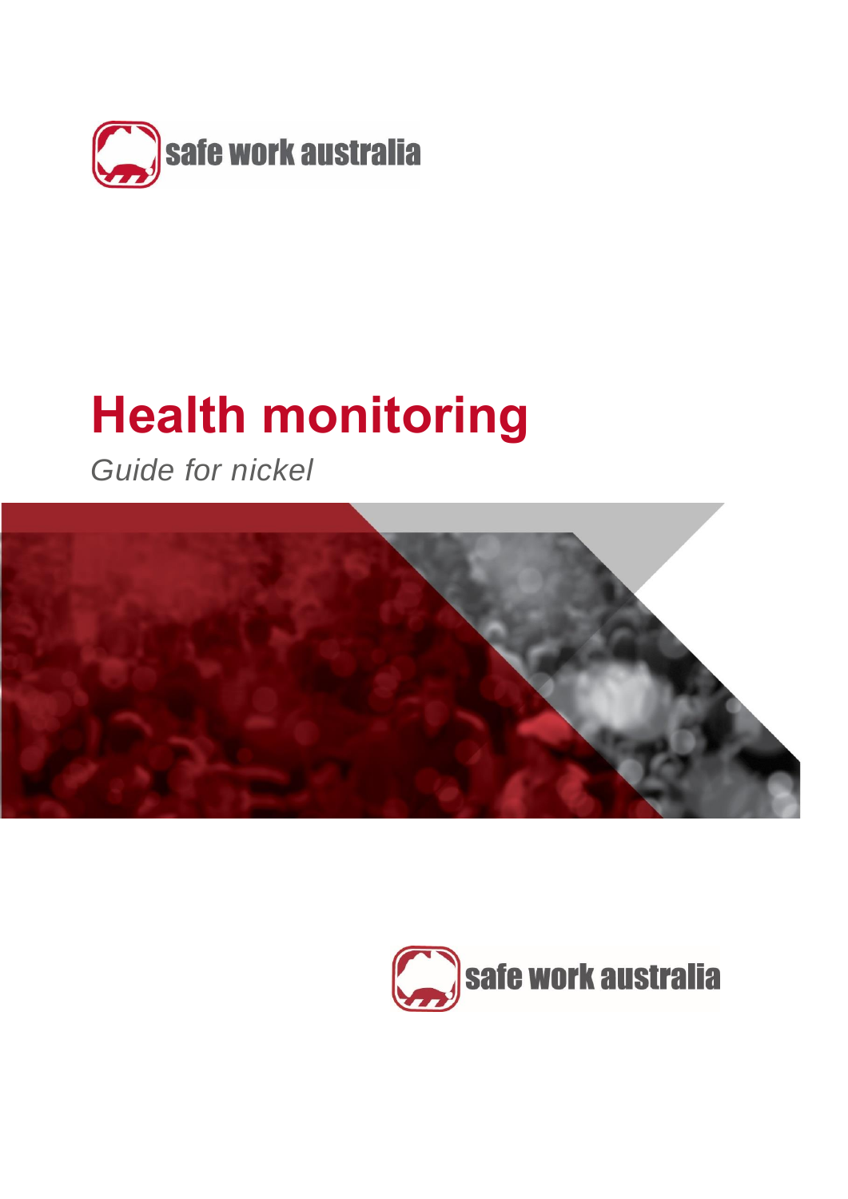safe work australia

# Health monitoring

*Guide for nickel*

safe work australia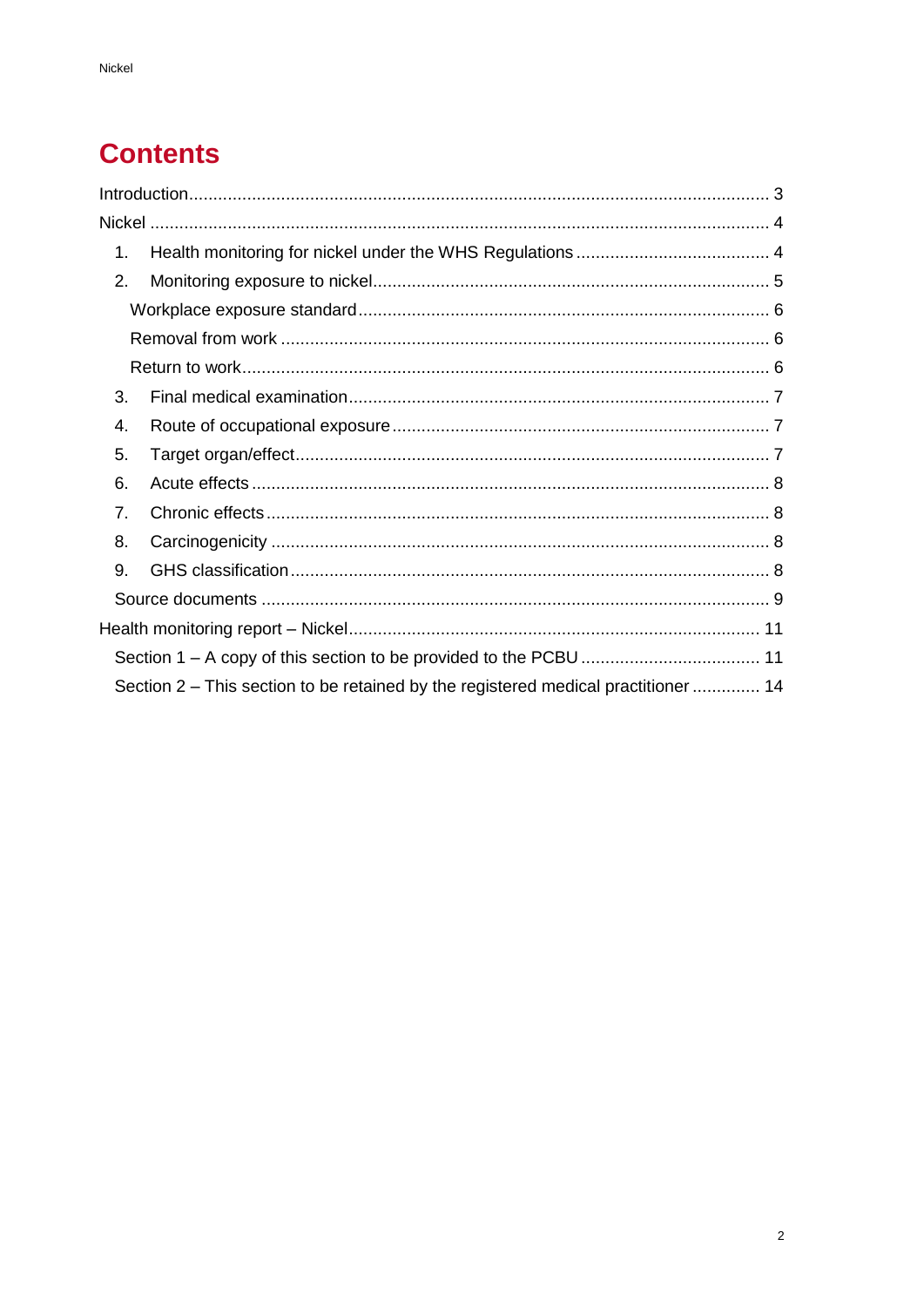# Contents

Introduction ........................................................................................................................ 3

Nickel ................................................................................................................................. 4

1. Health monitoring for nickel under the WHS Regulations ........................................ 4
2. Monitoring exposure to nickel ................................................................................. 5
   - Workplace exposure standard .................................................................................... 6
   - Removal from work ..................................................................................................... 6
   - Return to work ............................................................................................................ 6
3. Final medical examination ...................................................................................... 7
4. Route of occupational exposure ............................................................................. 7
5. Target organ/effect .................................................................................................. 7
6. Acute effects ........................................................................................................... 8
7. Chronic effects ........................................................................................................ 8
8. Carcinogenicity ....................................................................................................... 8
9. GHS classification ................................................................................................... 8

Source documents ........................................................................................................ 9

Health monitoring report – Nickel ..................................................................................... 11

Section 1 – A copy of this section to be provided to the PCBU ..................................... 11

Section 2 – This section to be retained by the registered medical practitioner .............. 14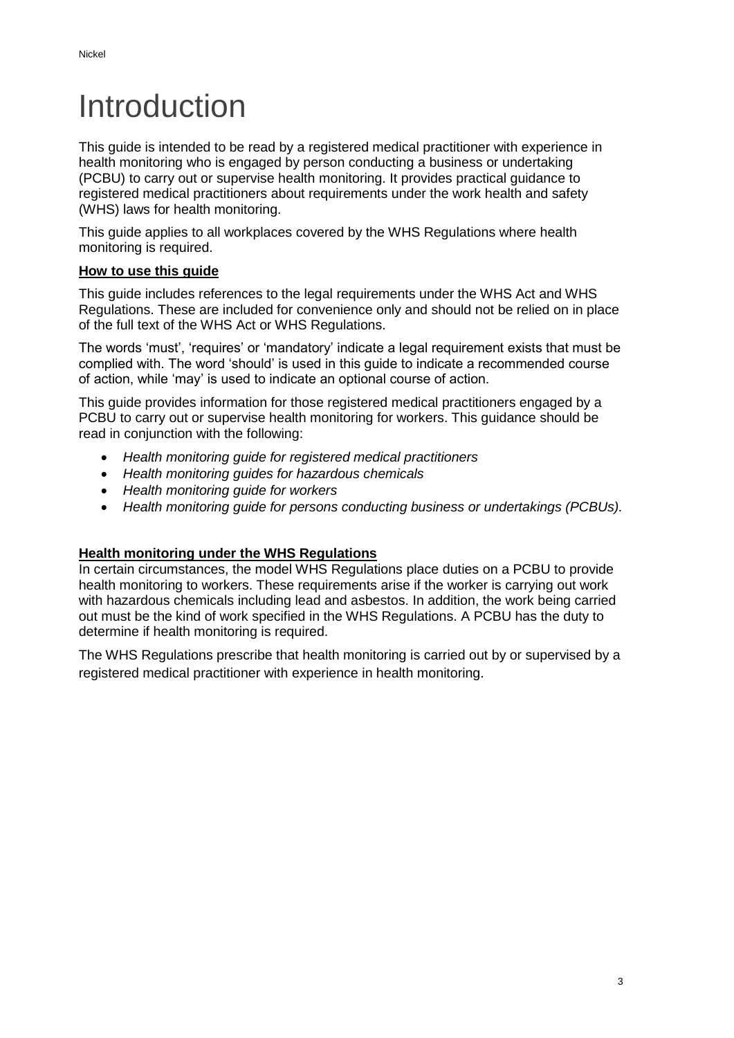# Introduction

This guide is intended to be read by a registered medical practitioner with experience in health monitoring who is engaged by person conducting a business or undertaking (PCBU) to carry out or supervise health monitoring. It provides practical guidance to registered medical practitioners about requirements under the work health and safety (WHS) laws for health monitoring.

This guide applies to all workplaces covered by the WHS Regulations where health monitoring is required.

**How to use this guide**

This guide includes references to the legal requirements under the WHS Act and WHS Regulations. These are included for convenience only and should not be relied on in place of the full text of the WHS Act or WHS Regulations.

The words 'must', 'requires' or 'mandatory' indicate a legal requirement exists that must be complied with. The word 'should' is used in this guide to indicate a recommended course of action, while 'may' is used to indicate an optional course of action.

This guide provides information for those registered medical practitioners engaged by a PCBU to carry out or supervise health monitoring for workers. This guidance should be read in conjunction with the following:

- *Health monitoring guide for registered medical practitioners*
- *Health monitoring guides for hazardous chemicals*
- *Health monitoring guide for workers*
- *Health monitoring guide for persons conducting business or undertakings (PCBUs).*

**Health monitoring under the WHS Regulations**

In certain circumstances, the model WHS Regulations place duties on a PCBU to provide health monitoring to workers. These requirements arise if the worker is carrying out work with hazardous chemicals including lead and asbestos. In addition, the work being carried out must be the kind of work specified in the WHS Regulations. A PCBU has the duty to determine if health monitoring is required.

The WHS Regulations prescribe that health monitoring is carried out by or supervised by a registered medical practitioner with experience in health monitoring.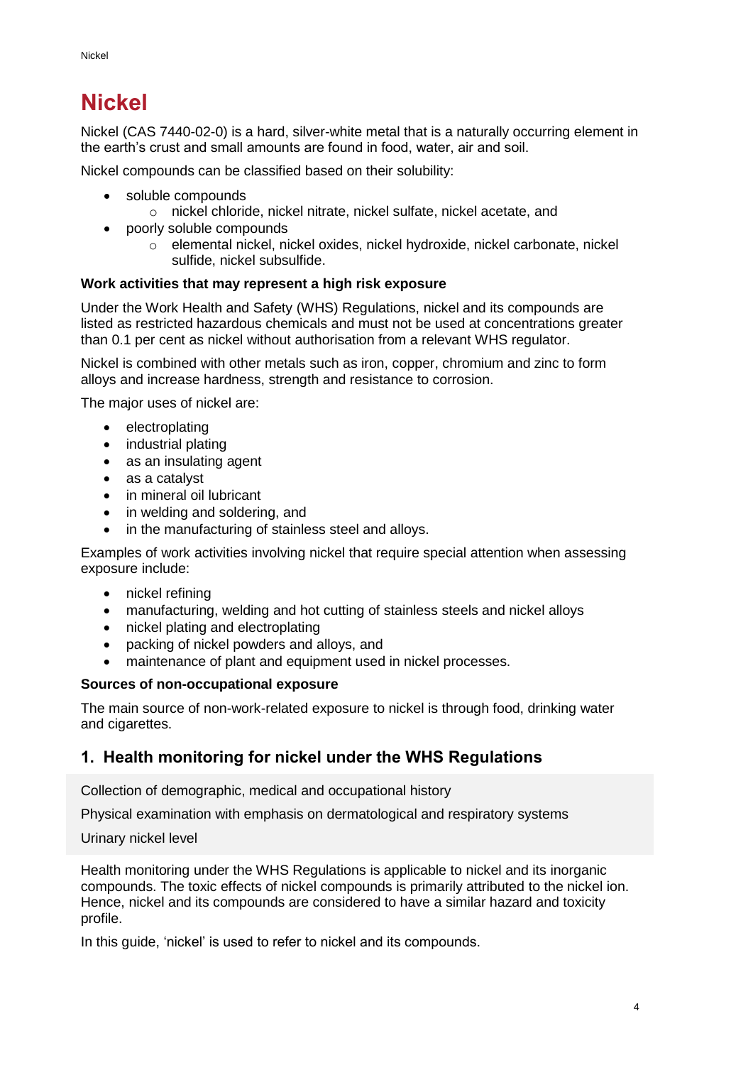# Nickel

Nickel (CAS 7440-02-0) is a hard, silver-white metal that is a naturally occurring element in the earth's crust and small amounts are found in food, water, air and soil.

Nickel compounds can be classified based on their solubility:

- soluble compounds
  - nickel chloride, nickel nitrate, nickel sulfate, nickel acetate, and
- poorly soluble compounds
  - elemental nickel, nickel oxides, nickel hydroxide, nickel carbonate, nickel sulfide, nickel subsulfide.

**Work activities that may represent a high risk exposure**

Under the Work Health and Safety (WHS) Regulations, nickel and its compounds are listed as restricted hazardous chemicals and must not be used at concentrations greater than 0.1 per cent as nickel without authorisation from a relevant WHS regulator.

Nickel is combined with other metals such as iron, copper, chromium and zinc to form alloys and increase hardness, strength and resistance to corrosion.

The major uses of nickel are:

- electroplating
- industrial plating
- as an insulating agent
- as a catalyst
- in mineral oil lubricant
- in welding and soldering, and
- in the manufacturing of stainless steel and alloys.

Examples of work activities involving nickel that require special attention when assessing exposure include:

- nickel refining
- manufacturing, welding and hot cutting of stainless steels and nickel alloys
- nickel plating and electroplating
- packing of nickel powders and alloys, and
- maintenance of plant and equipment used in nickel processes.

**Sources of non-occupational exposure**

The main source of non-work-related exposure to nickel is through food, drinking water and cigarettes.

## 1. Health monitoring for nickel under the WHS Regulations

Collection of demographic, medical and occupational history

Physical examination with emphasis on dermatological and respiratory systems

Urinary nickel level

Health monitoring under the WHS Regulations is applicable to nickel and its inorganic compounds. The toxic effects of nickel compounds is primarily attributed to the nickel ion. Hence, nickel and its compounds are considered to have a similar hazard and toxicity profile.

In this guide, 'nickel' is used to refer to nickel and its compounds.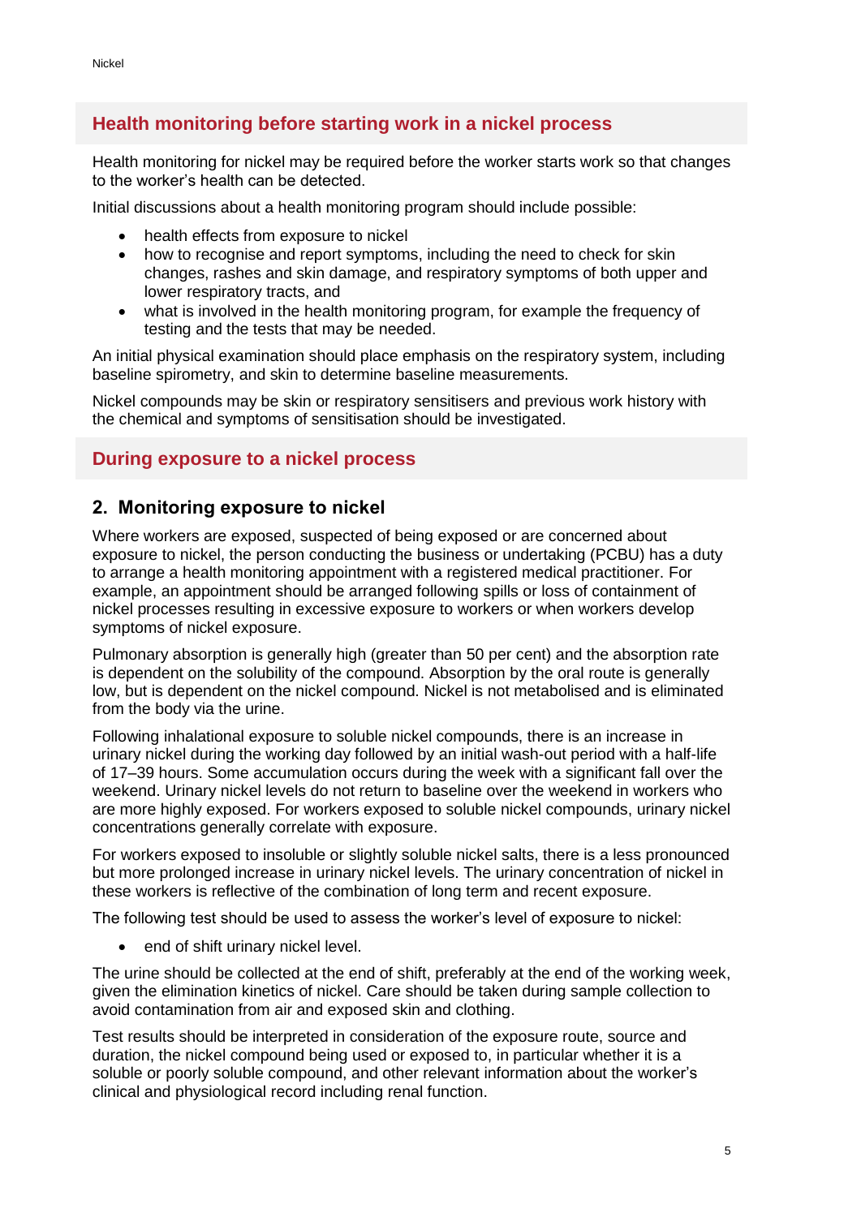## Health monitoring before starting work in a nickel process

Health monitoring for nickel may be required before the worker starts work so that changes to the worker's health can be detected.

Initial discussions about a health monitoring program should include possible:

- health effects from exposure to nickel
- how to recognise and report symptoms, including the need to check for skin changes, rashes and skin damage, and respiratory symptoms of both upper and lower respiratory tracts, and
- what is involved in the health monitoring program, for example the frequency of testing and the tests that may be needed.

An initial physical examination should place emphasis on the respiratory system, including baseline spirometry, and skin to determine baseline measurements.

Nickel compounds may be skin or respiratory sensitisers and previous work history with the chemical and symptoms of sensitisation should be investigated.

## During exposure to a nickel process

### 2. Monitoring exposure to nickel

Where workers are exposed, suspected of being exposed or are concerned about exposure to nickel, the person conducting the business or undertaking (PCBU) has a duty to arrange a health monitoring appointment with a registered medical practitioner. For example, an appointment should be arranged following spills or loss of containment of nickel processes resulting in excessive exposure to workers or when workers develop symptoms of nickel exposure.

Pulmonary absorption is generally high (greater than 50 per cent) and the absorption rate is dependent on the solubility of the compound. Absorption by the oral route is generally low, but is dependent on the nickel compound. Nickel is not metabolised and is eliminated from the body via the urine.

Following inhalational exposure to soluble nickel compounds, there is an increase in urinary nickel during the working day followed by an initial wash-out period with a half-life of 17–39 hours. Some accumulation occurs during the week with a significant fall over the weekend. Urinary nickel levels do not return to baseline over the weekend in workers who are more highly exposed. For workers exposed to soluble nickel compounds, urinary nickel concentrations generally correlate with exposure.

For workers exposed to insoluble or slightly soluble nickel salts, there is a less pronounced but more prolonged increase in urinary nickel levels. The urinary concentration of nickel in these workers is reflective of the combination of long term and recent exposure.

The following test should be used to assess the worker's level of exposure to nickel:

- end of shift urinary nickel level.

The urine should be collected at the end of shift, preferably at the end of the working week, given the elimination kinetics of nickel. Care should be taken during sample collection to avoid contamination from air and exposed skin and clothing.

Test results should be interpreted in consideration of the exposure route, source and duration, the nickel compound being used or exposed to, in particular whether it is a soluble or poorly soluble compound, and other relevant information about the worker's clinical and physiological record including renal function.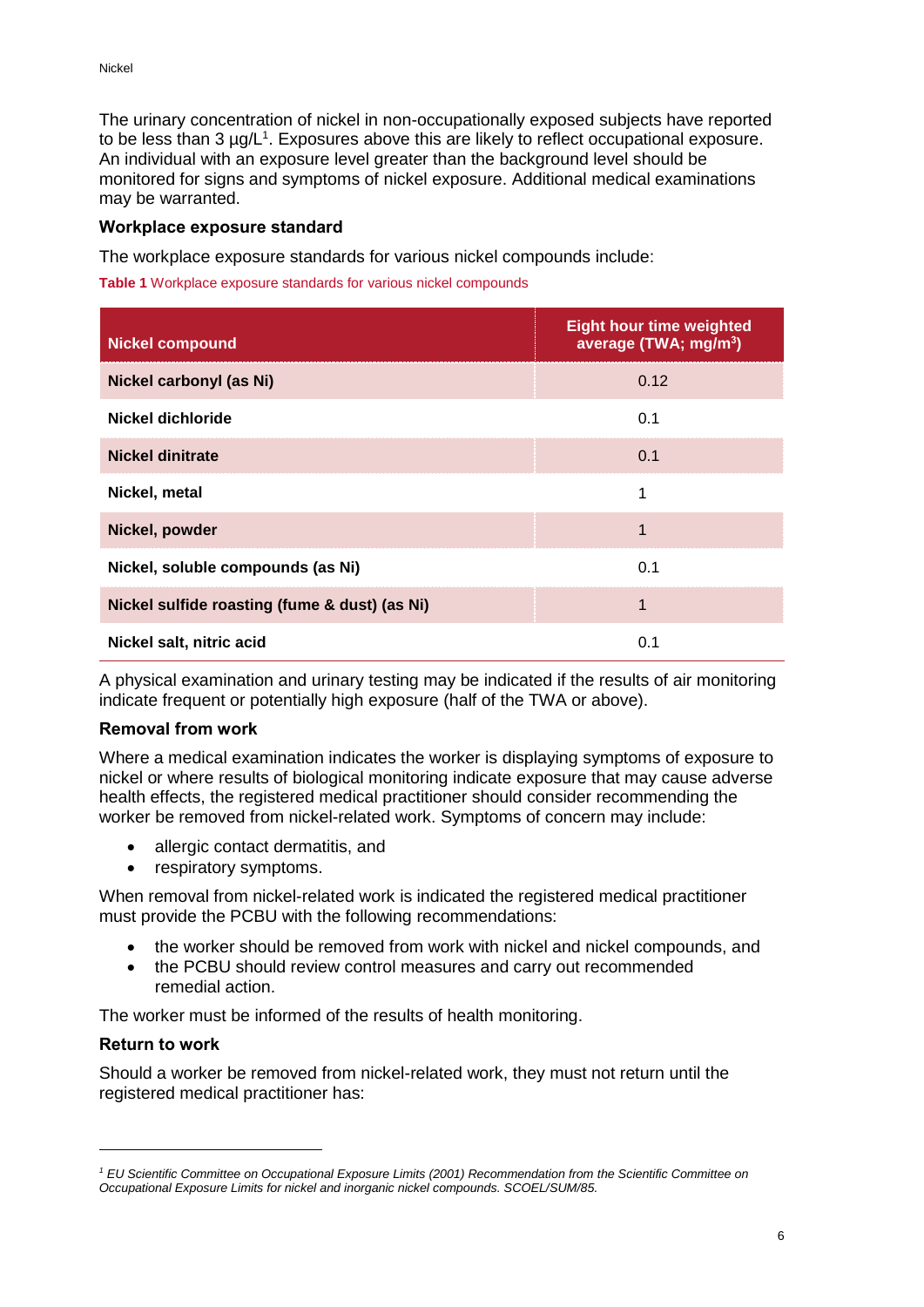The urinary concentration of nickel in non-occupationally exposed subjects have reported to be less than 3 µg/L[1]. Exposures above this are likely to reflect occupational exposure. An individual with an exposure level greater than the background level should be monitored for signs and symptoms of nickel exposure. Additional medical examinations may be warranted.

### Workplace exposure standard

The workplace exposure standards for various nickel compounds include:

**Table 1** Workplace exposure standards for various nickel compounds

| Nickel compound | Eight hour time weighted average (TWA; mg/m$^3$) |
|---|---|
| **Nickel carbonyl (as Ni)** | 0.12 |
| **Nickel dichloride** | 0.1 |
| **Nickel dinitrate** | 0.1 |
| **Nickel, metal** | 1 |
| **Nickel, powder** | 1 |
| **Nickel, soluble compounds (as Ni)** | 0.1 |
| **Nickel sulfide roasting (fume & dust) (as Ni)** | 1 |
| **Nickel salt, nitric acid** | 0.1 |

A physical examination and urinary testing may be indicated if the results of air monitoring indicate frequent or potentially high exposure (half of the TWA or above).

### Removal from work

Where a medical examination indicates the worker is displaying symptoms of exposure to nickel or where results of biological monitoring indicate exposure that may cause adverse health effects, the registered medical practitioner should consider recommending the worker be removed from nickel-related work. Symptoms of concern may include:

- allergic contact dermatitis, and
- respiratory symptoms.

When removal from nickel-related work is indicated the registered medical practitioner must provide the PCBU with the following recommendations:

- the worker should be removed from work with nickel and nickel compounds, and
- the PCBU should review control measures and carry out recommended remedial action.

The worker must be informed of the results of health monitoring.

### Return to work

Should a worker be removed from nickel-related work, they must not return until the registered medical practitioner has:

---

[1] *EU Scientific Committee on Occupational Exposure Limits (2001) Recommendation from the Scientific Committee on Occupational Exposure Limits for nickel and inorganic nickel compounds. SCOEL/SUM/85.*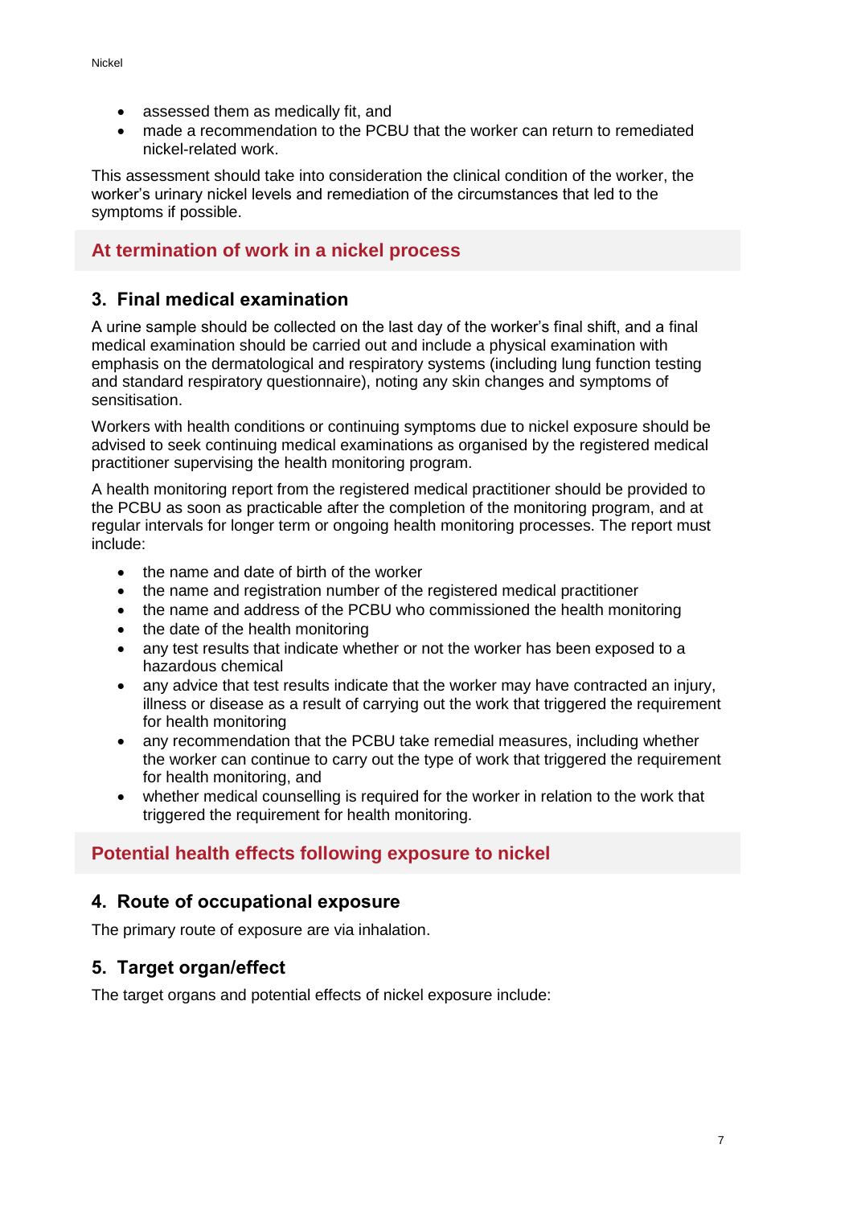- assessed them as medically fit, and
- made a recommendation to the PCBU that the worker can return to remediated nickel-related work.

This assessment should take into consideration the clinical condition of the worker, the worker's urinary nickel levels and remediation of the circumstances that led to the symptoms if possible.

## At termination of work in a nickel process

### 3. Final medical examination

A urine sample should be collected on the last day of the worker's final shift, and a final medical examination should be carried out and include a physical examination with emphasis on the dermatological and respiratory systems (including lung function testing and standard respiratory questionnaire), noting any skin changes and symptoms of sensitisation.

Workers with health conditions or continuing symptoms due to nickel exposure should be advised to seek continuing medical examinations as organised by the registered medical practitioner supervising the health monitoring program.

A health monitoring report from the registered medical practitioner should be provided to the PCBU as soon as practicable after the completion of the monitoring program, and at regular intervals for longer term or ongoing health monitoring processes. The report must include:

- the name and date of birth of the worker
- the name and registration number of the registered medical practitioner
- the name and address of the PCBU who commissioned the health monitoring
- the date of the health monitoring
- any test results that indicate whether or not the worker has been exposed to a hazardous chemical
- any advice that test results indicate that the worker may have contracted an injury, illness or disease as a result of carrying out the work that triggered the requirement for health monitoring
- any recommendation that the PCBU take remedial measures, including whether the worker can continue to carry out the type of work that triggered the requirement for health monitoring, and
- whether medical counselling is required for the worker in relation to the work that triggered the requirement for health monitoring.

## Potential health effects following exposure to nickel

### 4. Route of occupational exposure

The primary route of exposure are via inhalation.

### 5. Target organ/effect

The target organs and potential effects of nickel exposure include: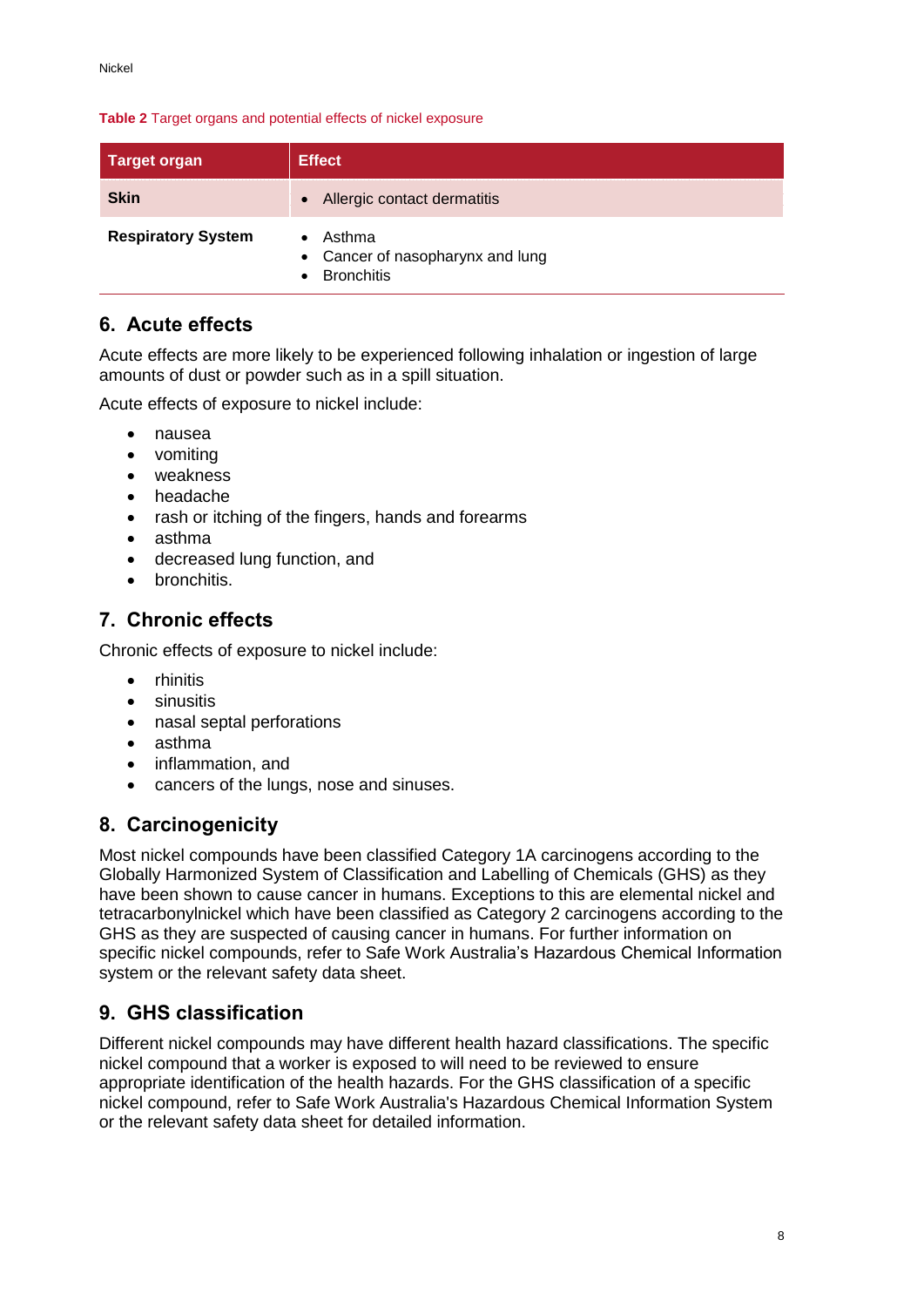**Table 2** Target organs and potential effects of nickel exposure

| Target organ | Effect |
| --- | --- |
| **Skin** | • Allergic contact dermatitis |
| **Respiratory System** | • Asthma<br>• Cancer of nasopharynx and lung<br>• Bronchitis |

## 6. Acute effects

Acute effects are more likely to be experienced following inhalation or ingestion of large amounts of dust or powder such as in a spill situation.

Acute effects of exposure to nickel include:

- nausea
- vomiting
- weakness
- headache
- rash or itching of the fingers, hands and forearms
- asthma
- decreased lung function, and
- bronchitis.

## 7. Chronic effects

Chronic effects of exposure to nickel include:

- rhinitis
- sinusitis
- nasal septal perforations
- asthma
- inflammation, and
- cancers of the lungs, nose and sinuses.

## 8. Carcinogenicity

Most nickel compounds have been classified Category 1A carcinogens according to the Globally Harmonized System of Classification and Labelling of Chemicals (GHS) as they have been shown to cause cancer in humans. Exceptions to this are elemental nickel and tetracarbonylnickel which have been classified as Category 2 carcinogens according to the GHS as they are suspected of causing cancer in humans. For further information on specific nickel compounds, refer to Safe Work Australia's Hazardous Chemical Information system or the relevant safety data sheet.

## 9. GHS classification

Different nickel compounds may have different health hazard classifications. The specific nickel compound that a worker is exposed to will need to be reviewed to ensure appropriate identification of the health hazards. For the GHS classification of a specific nickel compound, refer to Safe Work Australia's Hazardous Chemical Information System or the relevant safety data sheet for detailed information.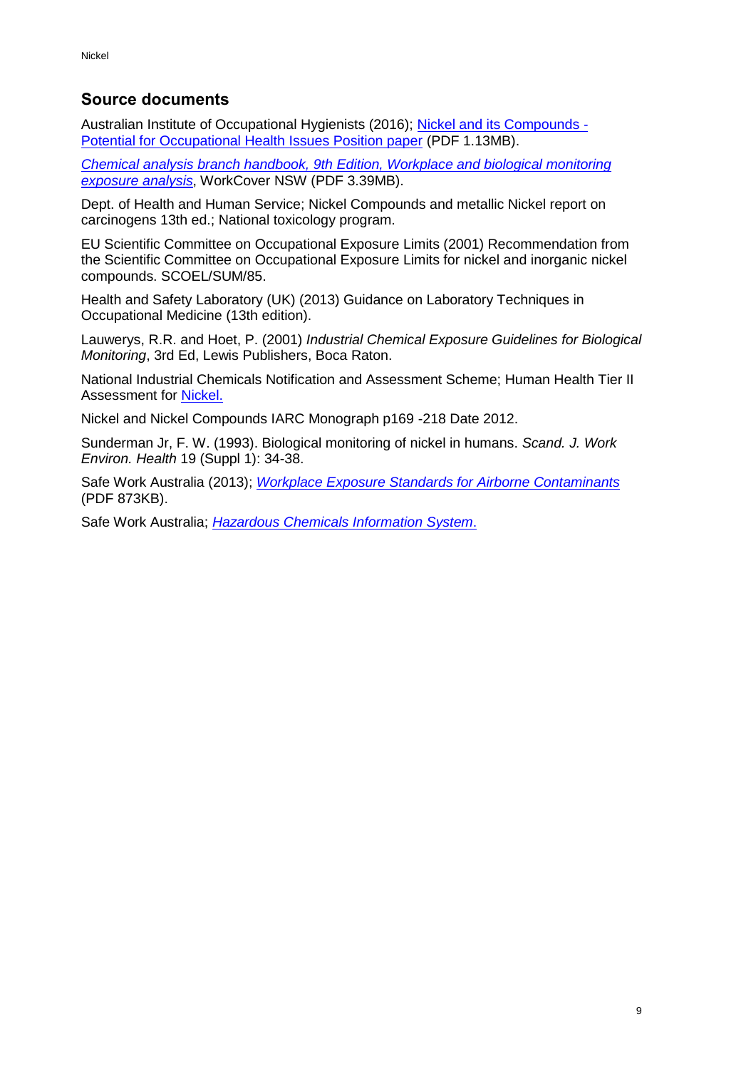## Source documents

Australian Institute of Occupational Hygienists (2016); Nickel and its Compounds - Potential for Occupational Health Issues Position paper (PDF 1.13MB).

*Chemical analysis branch handbook, 9th Edition, Workplace and biological monitoring exposure analysis*, WorkCover NSW (PDF 3.39MB).

Dept. of Health and Human Service; Nickel Compounds and metallic Nickel report on carcinogens 13th ed.; National toxicology program.

EU Scientific Committee on Occupational Exposure Limits (2001) Recommendation from the Scientific Committee on Occupational Exposure Limits for nickel and inorganic nickel compounds. SCOEL/SUM/85.

Health and Safety Laboratory (UK) (2013) Guidance on Laboratory Techniques in Occupational Medicine (13th edition).

Lauwerys, R.R. and Hoet, P. (2001) *Industrial Chemical Exposure Guidelines for Biological Monitoring*, 3rd Ed, Lewis Publishers, Boca Raton.

National Industrial Chemicals Notification and Assessment Scheme; Human Health Tier II Assessment for Nickel.

Nickel and Nickel Compounds IARC Monograph p169 -218 Date 2012.

Sunderman Jr, F. W. (1993). Biological monitoring of nickel in humans. *Scand. J. Work Environ. Health* 19 (Suppl 1): 34-38.

Safe Work Australia (2013); *Workplace Exposure Standards for Airborne Contaminants* (PDF 873KB).

Safe Work Australia; *Hazardous Chemicals Information System*.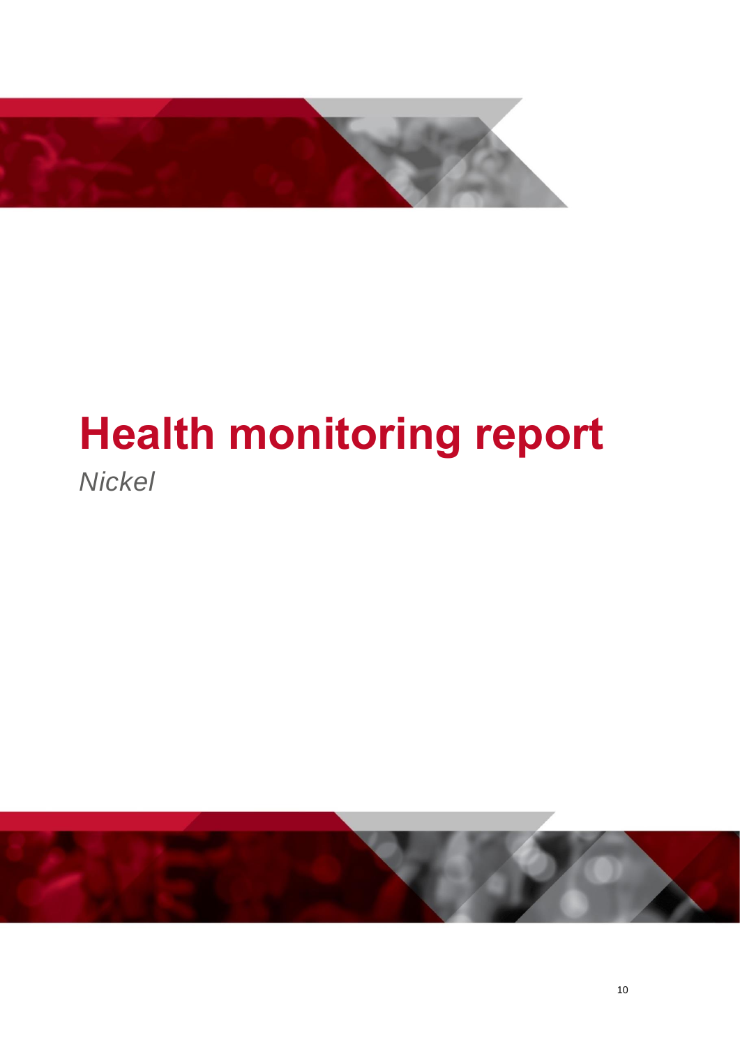# Health monitoring report

*Nickel*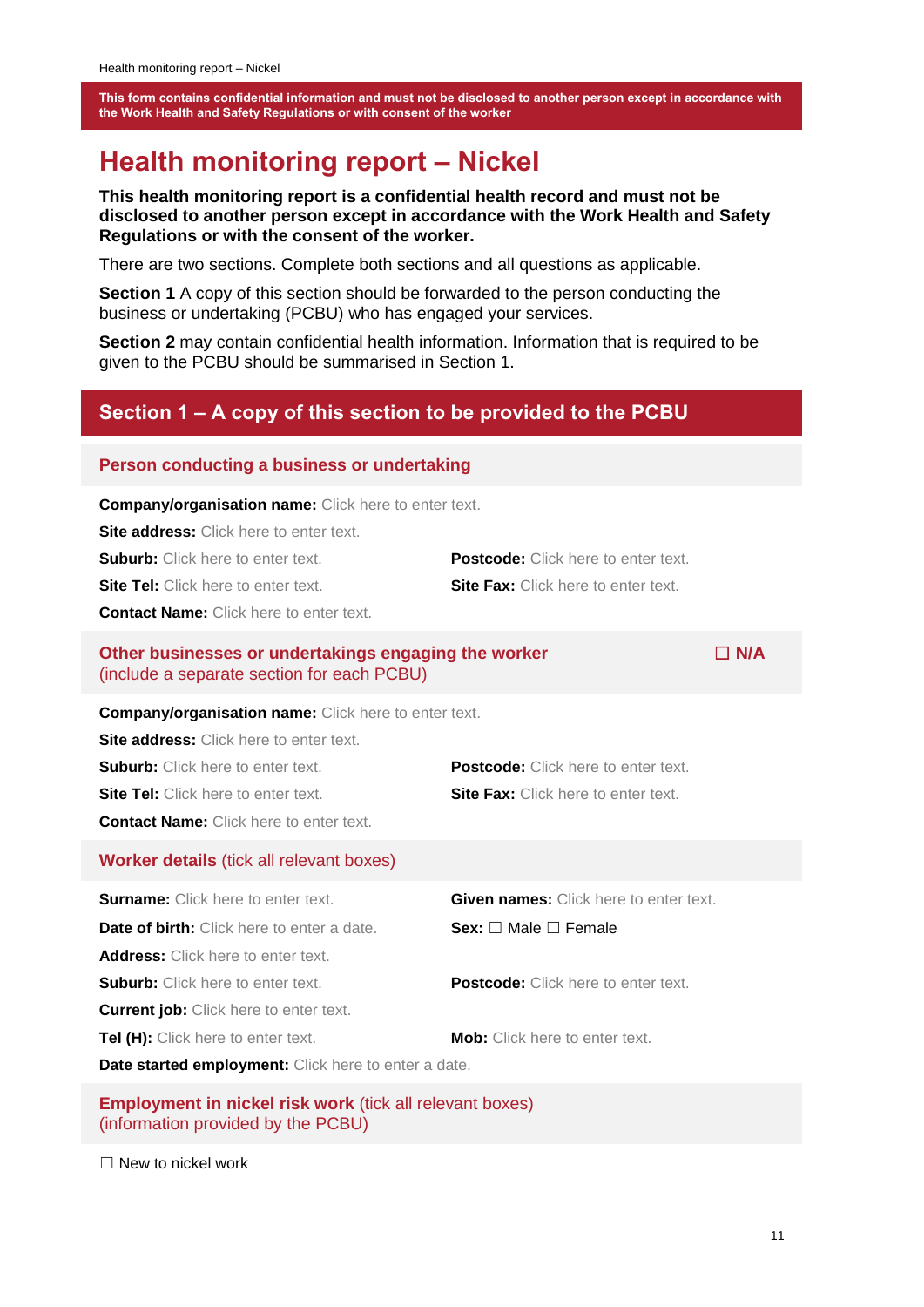**This form contains confidential information and must not be disclosed to another person except in accordance with the Work Health and Safety Regulations or with consent of the worker**

# Health monitoring report – Nickel

**This health monitoring report is a confidential health record and must not be disclosed to another person except in accordance with the Work Health and Safety Regulations or with the consent of the worker.**

There are two sections. Complete both sections and all questions as applicable.

**Section 1** A copy of this section should be forwarded to the person conducting the business or undertaking (PCBU) who has engaged your services.

**Section 2** may contain confidential health information. Information that is required to be given to the PCBU should be summarised in Section 1.

## Section 1 – A copy of this section to be provided to the PCBU

### Person conducting a business or undertaking

**Company/organisation name:** Click here to enter text.

**Site address:** Click here to enter text.

**Suburb:** Click here to enter text.  **Postcode:** Click here to enter text.

**Site Tel:** Click here to enter text.  **Site Fax:** Click here to enter text.

**Contact Name:** Click here to enter text.

### Other businesses or undertakings engaging the worker (include a separate section for each PCBU) ☐ N/A

**Company/organisation name:** Click here to enter text.

**Site address:** Click here to enter text.

**Suburb:** Click here to enter text.  **Postcode:** Click here to enter text.

**Site Tel:** Click here to enter text.  **Site Fax:** Click here to enter text.

**Contact Name:** Click here to enter text.

### Worker details (tick all relevant boxes)

**Surname:** Click here to enter text.  **Given names:** Click here to enter text.

**Date of birth:** Click here to enter a date.  **Sex:** ☐ Male ☐ Female

**Address:** Click here to enter text.

**Suburb:** Click here to enter text.  **Postcode:** Click here to enter text.

**Current job:** Click here to enter text.

**Tel (H):** Click here to enter text.  **Mob:** Click here to enter text.

**Date started employment:** Click here to enter a date.

### Employment in nickel risk work (tick all relevant boxes) (information provided by the PCBU)

☐ New to nickel work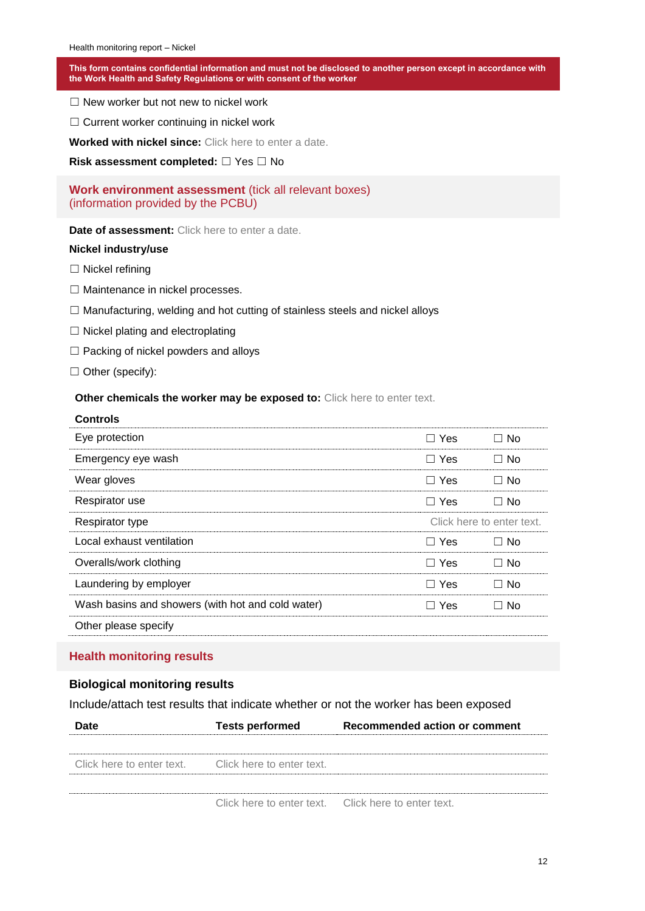**This form contains confidential information and must not be disclosed to another person except in accordance with the Work Health and Safety Regulations or with consent of the worker**

☐ New worker but not new to nickel work

☐ Current worker continuing in nickel work

**Worked with nickel since:** Click here to enter a date.

**Risk assessment completed:** ☐ Yes ☐ No

## Work environment assessment (tick all relevant boxes) (information provided by the PCBU)

**Date of assessment:** Click here to enter a date.

**Nickel industry/use**

☐ Nickel refining

☐ Maintenance in nickel processes.

☐ Manufacturing, welding and hot cutting of stainless steels and nickel alloys

☐ Nickel plating and electroplating

☐ Packing of nickel powders and alloys

☐ Other (specify):

**Other chemicals the worker may be exposed to:** Click here to enter text.

| **Controls** | | |
|---|---|---|
| Eye protection | ☐ Yes | ☐ No |
| Emergency eye wash | ☐ Yes | ☐ No |
| Wear gloves | ☐ Yes | ☐ No |
| Respirator use | ☐ Yes | ☐ No |
| Respirator type | Click here to enter text. | |
| Local exhaust ventilation | ☐ Yes | ☐ No |
| Overalls/work clothing | ☐ Yes | ☐ No |
| Laundering by employer | ☐ Yes | ☐ No |
| Wash basins and showers (with hot and cold water) | ☐ Yes | ☐ No |
| Other please specify | | |

## Health monitoring results

### Biological monitoring results

Include/attach test results that indicate whether or not the worker has been exposed

| Date | Tests performed | Recommended action or comment |
|---|---|---|
| | | |
| Click here to enter text. | Click here to enter text. | |
| | | |
| | Click here to enter text. | Click here to enter text. |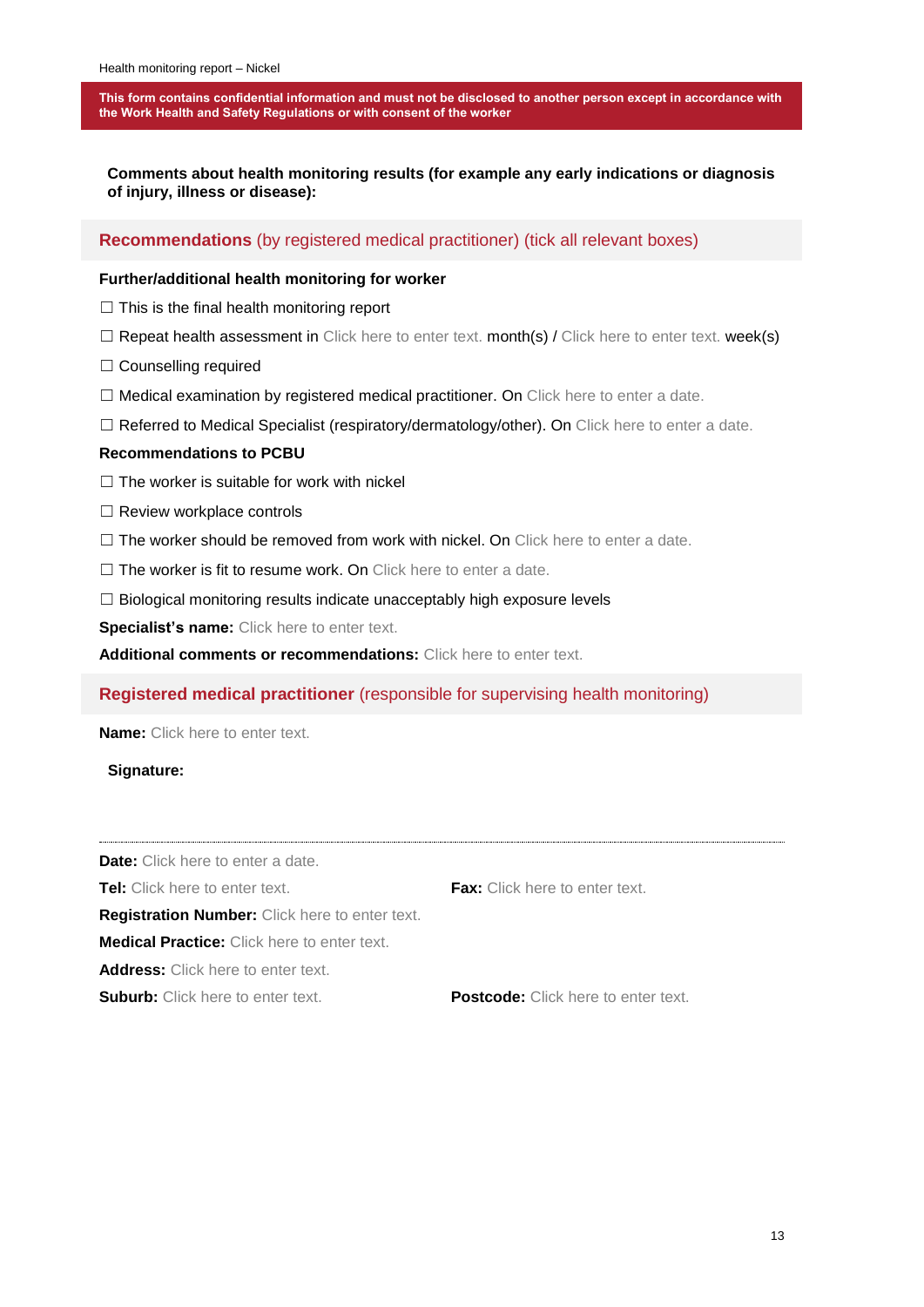**This form contains confidential information and must not be disclosed to another person except in accordance with the Work Health and Safety Regulations or with consent of the worker**

**Comments about health monitoring results (for example any early indications or diagnosis of injury, illness or disease):**

## Recommendations (by registered medical practitioner) (tick all relevant boxes)

**Further/additional health monitoring for worker**

☐ This is the final health monitoring report

☐ Repeat health assessment in Click here to enter text. month(s) / Click here to enter text. week(s)

☐ Counselling required

☐ Medical examination by registered medical practitioner. On Click here to enter a date.

☐ Referred to Medical Specialist (respiratory/dermatology/other). On Click here to enter a date.

**Recommendations to PCBU**

☐ The worker is suitable for work with nickel

☐ Review workplace controls

☐ The worker should be removed from work with nickel. On Click here to enter a date.

☐ The worker is fit to resume work. On Click here to enter a date.

☐ Biological monitoring results indicate unacceptably high exposure levels

**Specialist's name:** Click here to enter text.

**Additional comments or recommendations:** Click here to enter text.

## Registered medical practitioner (responsible for supervising health monitoring)

**Name:** Click here to enter text.

**Signature:**

---

**Date:** Click here to enter a date.

**Tel:** Click here to enter text.

**Fax:** Click here to enter text.

**Registration Number:** Click here to enter text.

**Medical Practice:** Click here to enter text.

**Address:** Click here to enter text.

**Suburb:** Click here to enter text.

**Postcode:** Click here to enter text.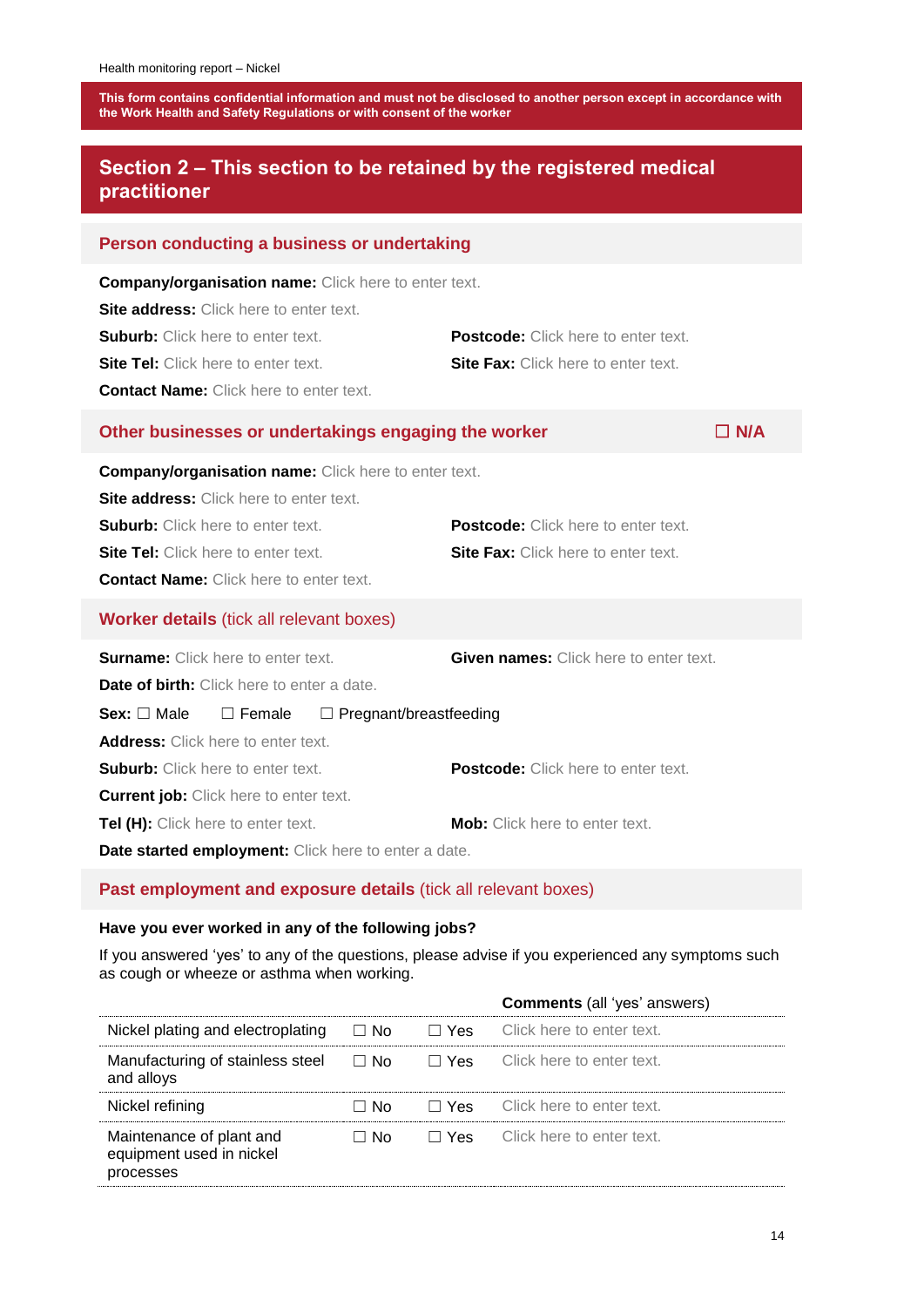This form contains confidential information and must not be disclosed to another person except in accordance with the Work Health and Safety Regulations or with consent of the worker

## Section 2 – This section to be retained by the registered medical practitioner

### Person conducting a business or undertaking

**Company/organisation name:** Click here to enter text.

**Site address:** Click here to enter text.

**Suburb:** Click here to enter text. **Postcode:** Click here to enter text.

**Site Tel:** Click here to enter text. **Site Fax:** Click here to enter text.

**Contact Name:** Click here to enter text.

### Other businesses or undertakings engaging the worker ☐ N/A

**Company/organisation name:** Click here to enter text.

**Site address:** Click here to enter text.

**Suburb:** Click here to enter text. **Postcode:** Click here to enter text.

**Site Tel:** Click here to enter text. **Site Fax:** Click here to enter text.

**Contact Name:** Click here to enter text.

### Worker details (tick all relevant boxes)

**Surname:** Click here to enter text. **Given names:** Click here to enter text.

**Date of birth:** Click here to enter a date.

**Sex:** ☐ Male ☐ Female ☐ Pregnant/breastfeeding

**Address:** Click here to enter text.

**Suburb:** Click here to enter text. **Postcode:** Click here to enter text.

**Current job:** Click here to enter text.

**Tel (H):** Click here to enter text. **Mob:** Click here to enter text.

**Date started employment:** Click here to enter a date.

### Past employment and exposure details (tick all relevant boxes)

**Have you ever worked in any of the following jobs?**

If you answered 'yes' to any of the questions, please advise if you experienced any symptoms such as cough or wheeze or asthma when working.

| | | | **Comments** (all 'yes' answers) |
|---|---|---|---|
| Nickel plating and electroplating | ☐ No | ☐ Yes | Click here to enter text. |
| Manufacturing of stainless steel and alloys | ☐ No | ☐ Yes | Click here to enter text. |
| Nickel refining | ☐ No | ☐ Yes | Click here to enter text. |
| Maintenance of plant and equipment used in nickel processes | ☐ No | ☐ Yes | Click here to enter text. |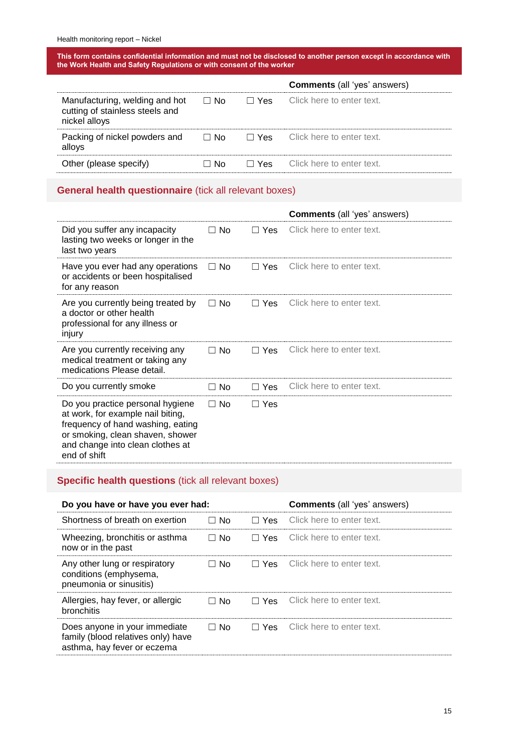**This form contains confidential information and must not be disclosed to another person except in accordance with the Work Health and Safety Regulations or with consent of the worker**

| | | | **Comments** (all 'yes' answers) |
|---|---|---|---|
| Manufacturing, welding and hot cutting of stainless steels and nickel alloys | ☐ No | ☐ Yes | Click here to enter text. |
| Packing of nickel powders and alloys | ☐ No | ☐ Yes | Click here to enter text. |
| Other (please specify) | ☐ No | ☐ Yes | Click here to enter text. |

## General health questionnaire (tick all relevant boxes)

| | | | **Comments** (all 'yes' answers) |
|---|---|---|---|
| Did you suffer any incapacity lasting two weeks or longer in the last two years | ☐ No | ☐ Yes | Click here to enter text. |
| Have you ever had any operations or accidents or been hospitalised for any reason | ☐ No | ☐ Yes | Click here to enter text. |
| Are you currently being treated by a doctor or other health professional for any illness or injury | ☐ No | ☐ Yes | Click here to enter text. |
| Are you currently receiving any medical treatment or taking any medications Please detail. | ☐ No | ☐ Yes | Click here to enter text. |
| Do you currently smoke | ☐ No | ☐ Yes | Click here to enter text. |
| Do you practice personal hygiene at work, for example nail biting, frequency of hand washing, eating or smoking, clean shaven, shower and change into clean clothes at end of shift | ☐ No | ☐ Yes | |

## Specific health questions (tick all relevant boxes)

| **Do you have or have you ever had:** | | | **Comments** (all 'yes' answers) |
|---|---|---|---|
| Shortness of breath on exertion | ☐ No | ☐ Yes | Click here to enter text. |
| Wheezing, bronchitis or asthma now or in the past | ☐ No | ☐ Yes | Click here to enter text. |
| Any other lung or respiratory conditions (emphysema, pneumonia or sinusitis) | ☐ No | ☐ Yes | Click here to enter text. |
| Allergies, hay fever, or allergic bronchitis | ☐ No | ☐ Yes | Click here to enter text. |
| Does anyone in your immediate family (blood relatives only) have asthma, hay fever or eczema | ☐ No | ☐ Yes | Click here to enter text. |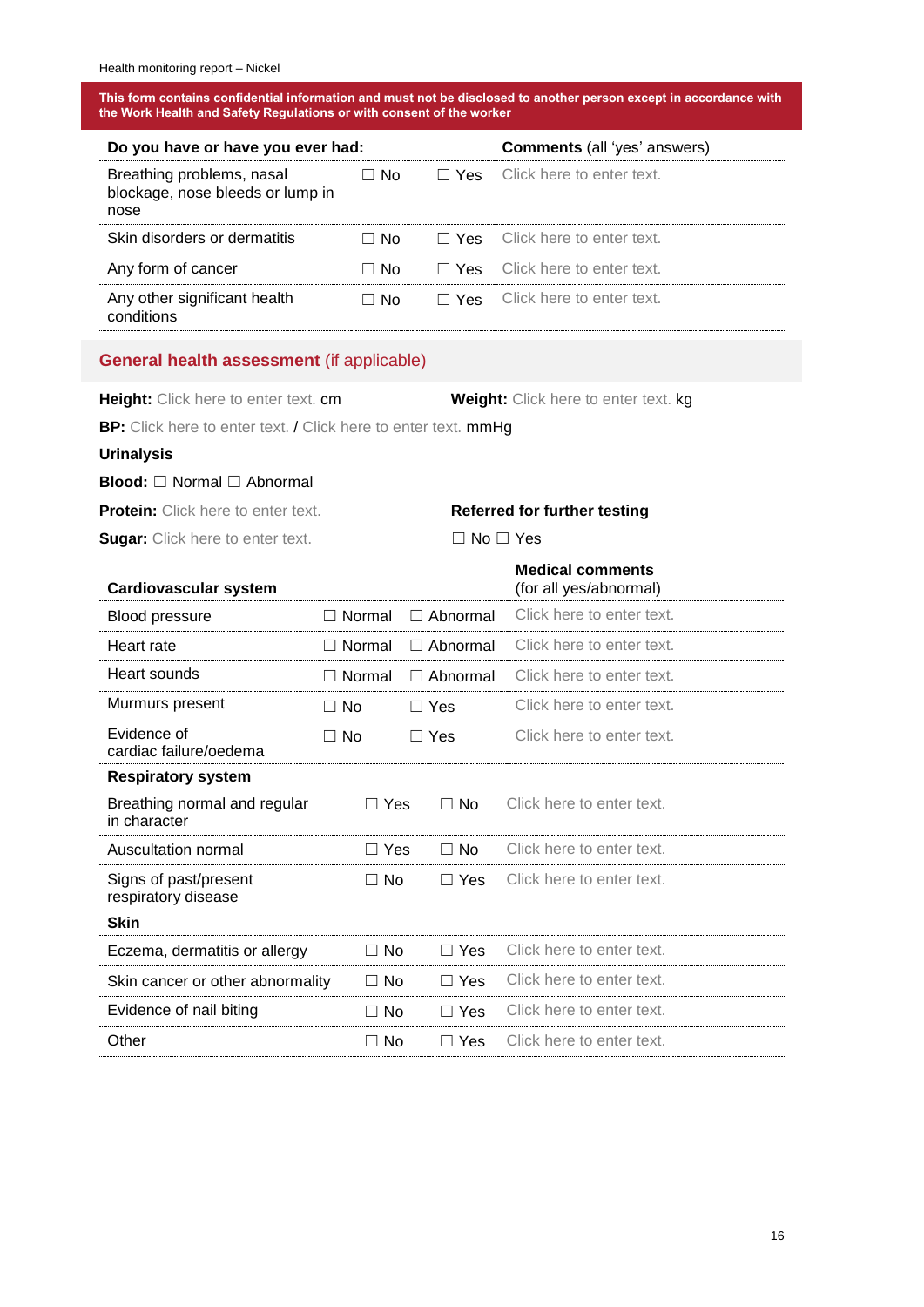**This form contains confidential information and must not be disclosed to another person except in accordance with the Work Health and Safety Regulations or with consent of the worker**

| Do you have or have you ever had: | | | Comments (all 'yes' answers) |
|---|---|---|---|
| Breathing problems, nasal blockage, nose bleeds or lump in nose | ☐ No | ☐ Yes | Click here to enter text. |
| Skin disorders or dermatitis | ☐ No | ☐ Yes | Click here to enter text. |
| Any form of cancer | ☐ No | ☐ Yes | Click here to enter text. |
| Any other significant health conditions | ☐ No | ☐ Yes | Click here to enter text. |

## General health assessment (if applicable)

**Height:** Click here to enter text. cm **Weight:** Click here to enter text. kg

**BP:** Click here to enter text. / Click here to enter text. mmHg

**Urinalysis**

**Blood:** ☐ Normal ☐ Abnormal

**Protein:** Click here to enter text.

**Sugar:** Click here to enter text.

**Referred for further testing**

☐ No ☐ Yes

| Cardiovascular system | | | Medical comments (for all yes/abnormal) |
|---|---|---|---|
| Blood pressure | ☐ Normal | ☐ Abnormal | Click here to enter text. |
| Heart rate | ☐ Normal | ☐ Abnormal | Click here to enter text. |
| Heart sounds | ☐ Normal | ☐ Abnormal | Click here to enter text. |
| Murmurs present | ☐ No | ☐ Yes | Click here to enter text. |
| Evidence of cardiac failure/oedema | ☐ No | ☐ Yes | Click here to enter text. |
| **Respiratory system** | | | |
| Breathing normal and regular in character | ☐ Yes | ☐ No | Click here to enter text. |
| Auscultation normal | ☐ Yes | ☐ No | Click here to enter text. |
| Signs of past/present respiratory disease | ☐ No | ☐ Yes | Click here to enter text. |
| **Skin** | | | |
| Eczema, dermatitis or allergy | ☐ No | ☐ Yes | Click here to enter text. |
| Skin cancer or other abnormality | ☐ No | ☐ Yes | Click here to enter text. |
| Evidence of nail biting | ☐ No | ☐ Yes | Click here to enter text. |
| Other | ☐ No | ☐ Yes | Click here to enter text. |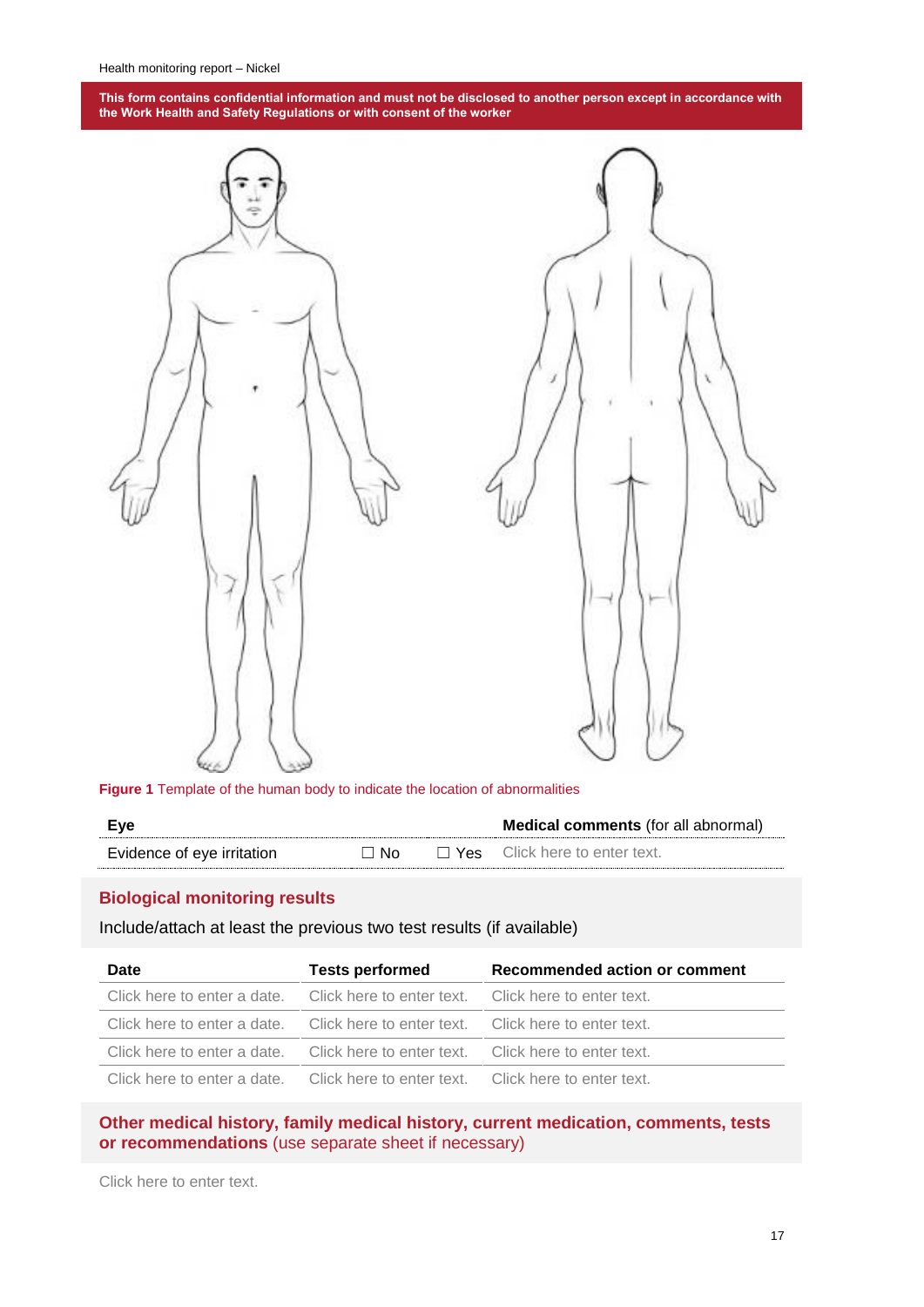**This form contains confidential information and must not be disclosed to another person except in accordance with the Work Health and Safety Regulations or with consent of the worker**

**Figure 1** Template of the human body to indicate the location of abnormalities

| **Eye** | | | **Medical comments** (for all abnormal) |
|---|---|---|---|
| Evidence of eye irritation | ☐ No | ☐ Yes | Click here to enter text. |

## Biological monitoring results

Include/attach at least the previous two test results (if available)

| Date | Tests performed | Recommended action or comment |
|---|---|---|
| Click here to enter a date. | Click here to enter text. | Click here to enter text. |
| Click here to enter a date. | Click here to enter text. | Click here to enter text. |
| Click here to enter a date. | Click here to enter text. | Click here to enter text. |
| Click here to enter a date. | Click here to enter text. | Click here to enter text. |

## Other medical history, family medical history, current medication, comments, tests or recommendations (use separate sheet if necessary)

Click here to enter text.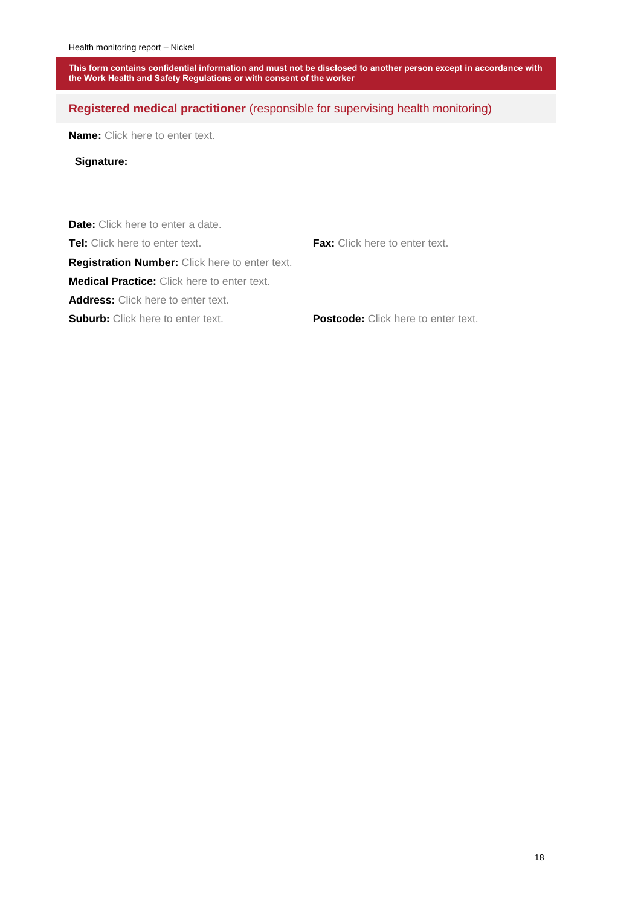**This form contains confidential information and must not be disclosed to another person except in accordance with the Work Health and Safety Regulations or with consent of the worker**

## Registered medical practitioner (responsible for supervising health monitoring)

**Name:** Click here to enter text.

**Signature:**

---

**Date:** Click here to enter a date.

**Tel:** Click here to enter text.

**Fax:** Click here to enter text.

**Registration Number:** Click here to enter text.

**Medical Practice:** Click here to enter text.

**Address:** Click here to enter text.

**Suburb:** Click here to enter text.

**Postcode:** Click here to enter text.